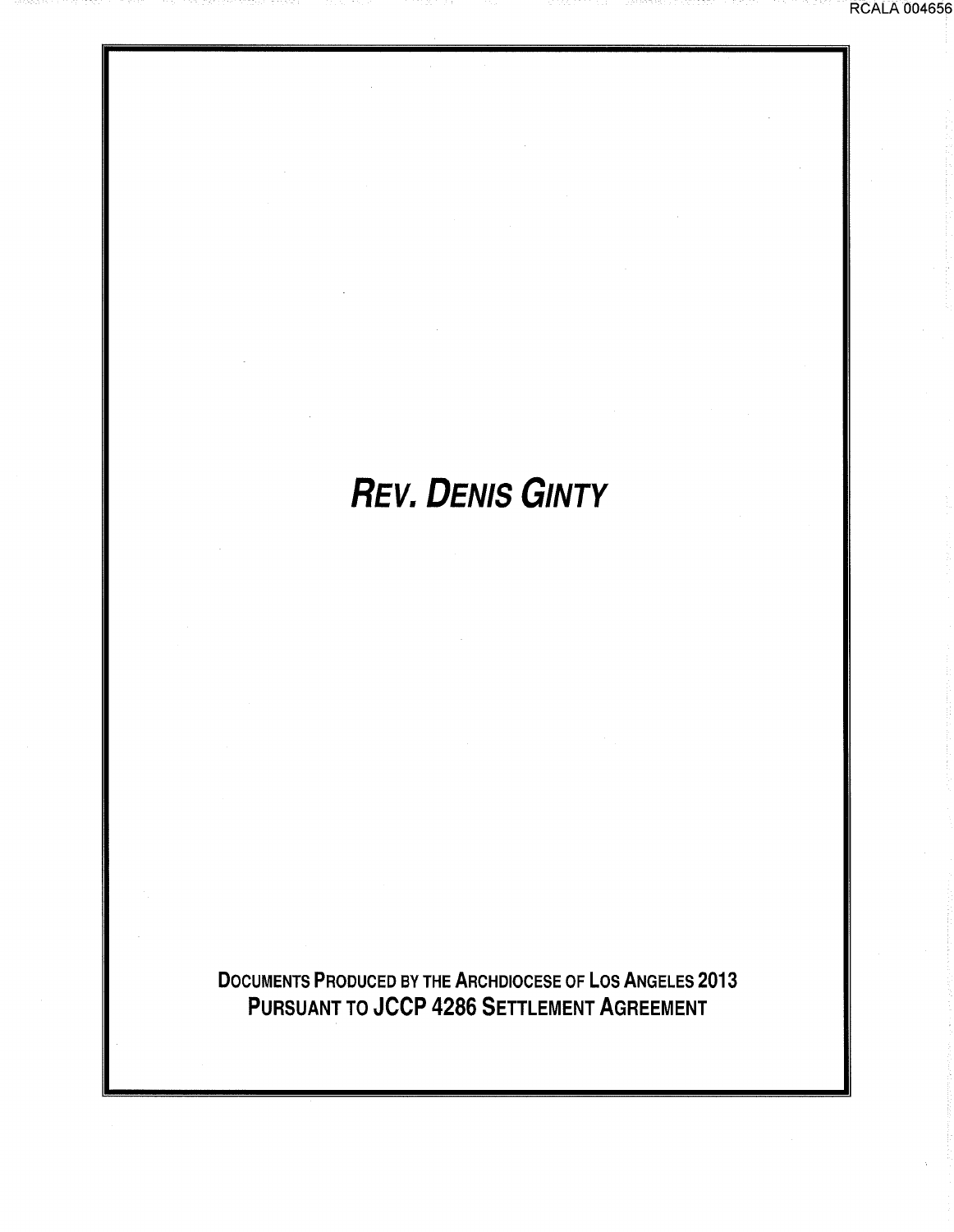# *Rev. Denis Ginty*

**Documents Produced by the Archdiocese of Los Angeles 2013**
**Pursuant to JCCP 4286 Settlement Agreement**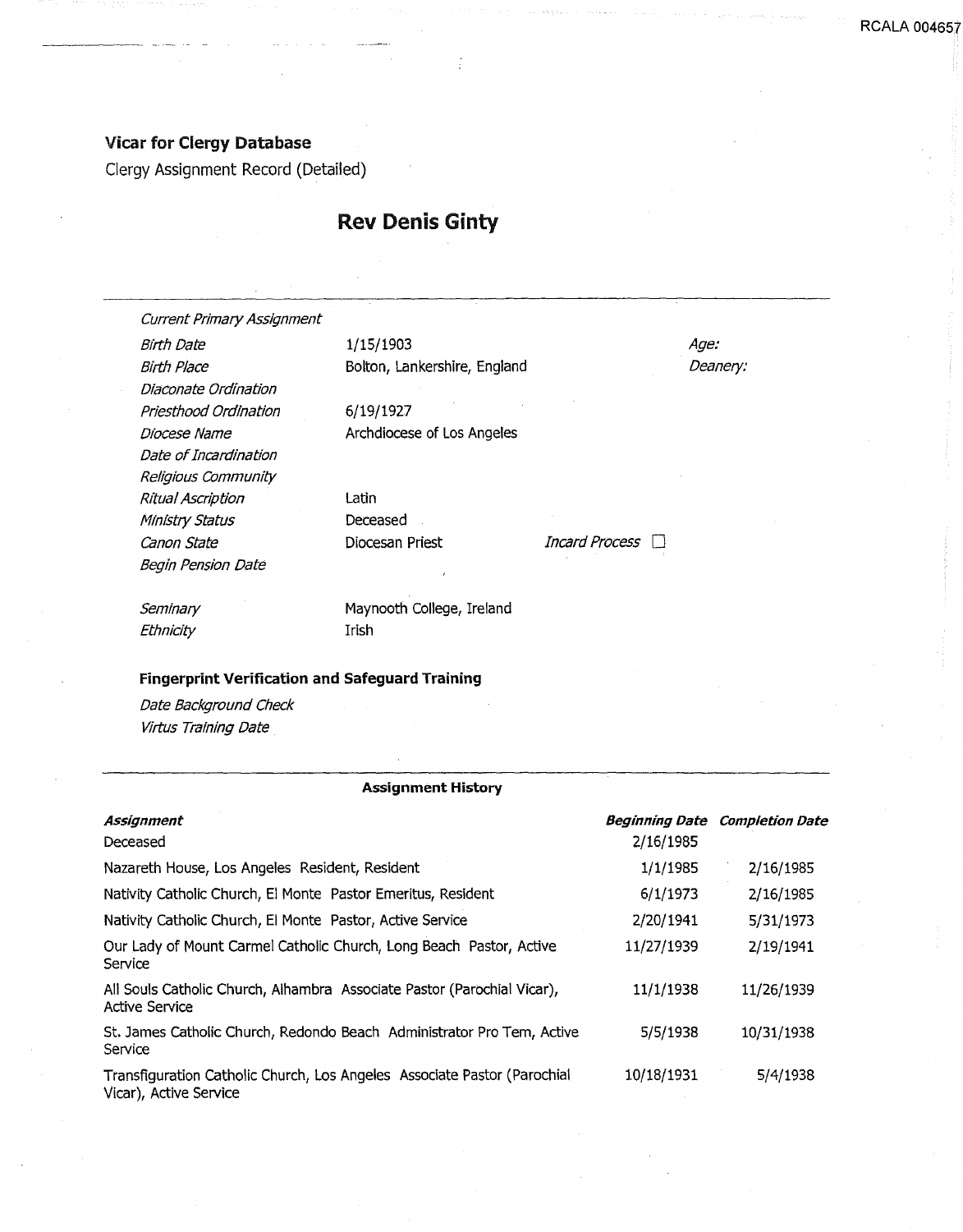## Vicar for Clergy Database

Clergy Assignment Record (Detailed)

# Rev Denis Ginty

| | | | |
|---|---|---|---|
| *Current Primary Assignment* | | | |
| *Birth Date* | 1/15/1903 | | *Age:* |
| *Birth Place* | Bolton, Lankershire, England | | *Deanery:* |
| *Diaconate Ordination* | | | |
| *Priesthood Ordination* | 6/19/1927 | | |
| *Diocese Name* | Archdiocese of Los Angeles | | |
| *Date of Incardination* | | | |
| *Religious Community* | | | |
| *Ritual Ascription* | Latin | | |
| *Ministry Status* | Deceased | | |
| *Canon State* | Diocesan Priest | *Incard Process* ☐ | |
| *Begin Pension Date* | | | |
| *Seminary* | Maynooth College, Ireland | | |
| *Ethnicity* | Irish | | |

### Fingerprint Verification and Safeguard Training

*Date Background Check*

*Virtus Training Date*

### Assignment History

| ***Assignment*** | ***Beginning Date*** | ***Completion Date*** |
|---|---|---|
| Deceased | 2/16/1985 | |
| Nazareth House, Los Angeles Resident, Resident | 1/1/1985 | 2/16/1985 |
| Nativity Catholic Church, El Monte Pastor Emeritus, Resident | 6/1/1973 | 2/16/1985 |
| Nativity Catholic Church, El Monte Pastor, Active Service | 2/20/1941 | 5/31/1973 |
| Our Lady of Mount Carmel Catholic Church, Long Beach Pastor, Active Service | 11/27/1939 | 2/19/1941 |
| All Souls Catholic Church, Alhambra Associate Pastor (Parochial Vicar), Active Service | 11/1/1938 | 11/26/1939 |
| St. James Catholic Church, Redondo Beach Administrator Pro Tem, Active Service | 5/5/1938 | 10/31/1938 |
| Transfiguration Catholic Church, Los Angeles Associate Pastor (Parochial Vicar), Active Service | 10/18/1931 | 5/4/1938 |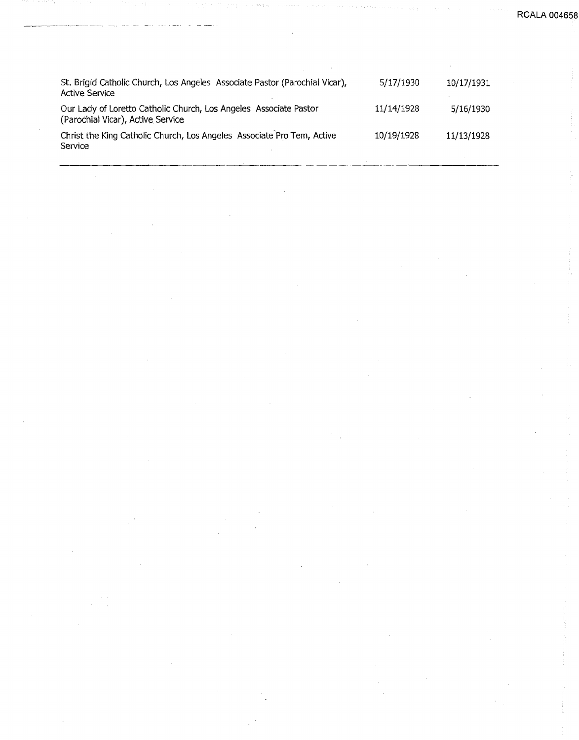| | | |
|---|---|---|
| St. Brigid Catholic Church, Los Angeles Associate Pastor (Parochial Vicar), Active Service | 5/17/1930 | 10/17/1931 |
| Our Lady of Loretto Catholic Church, Los Angeles Associate Pastor (Parochial Vicar), Active Service | 11/14/1928 | 5/16/1930 |
| Christ the King Catholic Church, Los Angeles Associate Pro Tem, Active Service | 10/19/1928 | 11/13/1928 |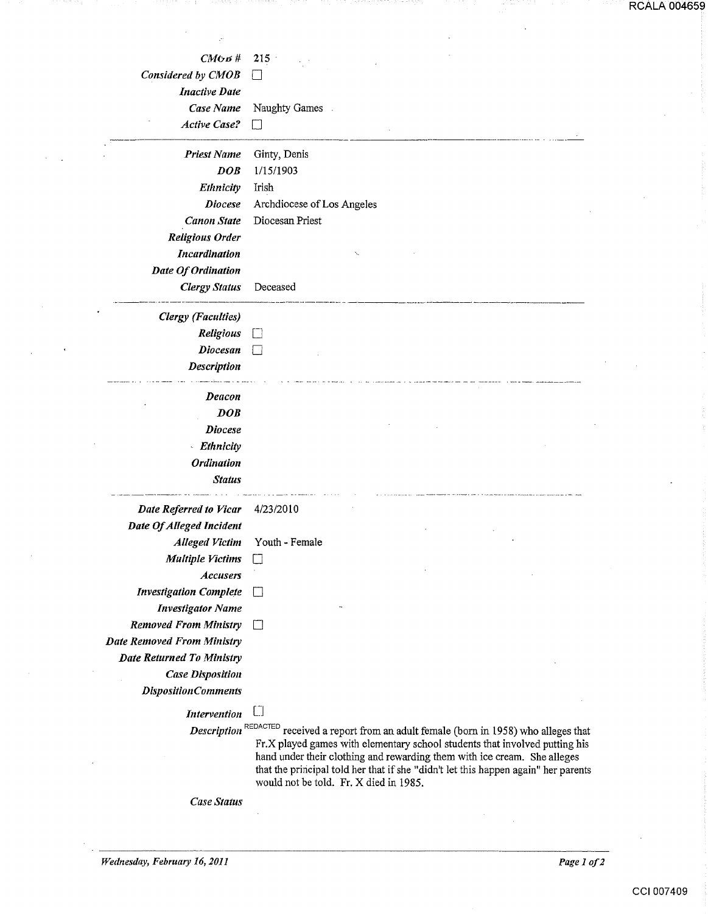| | |
|---|---|
| ***CMOB #*** | 215 |
| ***Considered by CMOB*** | ☐ |
| ***Inactive Date*** | |
| ***Case Name*** | Naughty Games |
| ***Active Case?*** | ☐ |

---

| | |
|---|---|
| ***Priest Name*** | Ginty, Denis |
| ***DOB*** | 1/15/1903 |
| ***Ethnicity*** | Irish |
| ***Diocese*** | Archdiocese of Los Angeles |
| ***Canon State*** | Diocesan Priest |
| ***Religious Order*** | |
| ***Incardination*** | |
| ***Date Of Ordination*** | |
| ***Clergy Status*** | Deceased |

---

| | |
|---|---|
| ***Clergy (Faculties)*** | |
| ***Religious*** | ☐ |
| ***Diocesan*** | ☐ |
| ***Description*** | |

---

| | |
|---|---|
| ***Deacon*** | |
| ***DOB*** | |
| ***Diocese*** | |
| ***Ethnicity*** | |
| ***Ordination*** | |
| ***Status*** | |

---

| | |
|---|---|
| ***Date Referred to Vicar*** | 4/23/2010 |
| ***Date Of Alleged Incident*** | |
| ***Alleged Victim*** | Youth - Female |
| ***Multiple Victims*** | ☐ |
| ***Accusers*** | |
| ***Investigation Complete*** | ☐ |
| ***Investigator Name*** | |
| ***Removed From Ministry*** | ☐ |
| ***Date Removed From Ministry*** | |
| ***Date Returned To Ministry*** | |
| ***Case Disposition*** | |
| ***DispositionComments*** | |
| ***Intervention*** | ☐ |
| ***Description*** | REDACTED received a report from an adult female (born in 1958) who alleges that Fr.X played games with elementary school students that involved putting his hand under their clothing and rewarding them with ice cream. She alleges that the principal told her that if she "didn't let this happen again" her parents would not be told. Fr. X died in 1985. |
| ***Case Status*** | |

*Wednesday, February 16, 2011*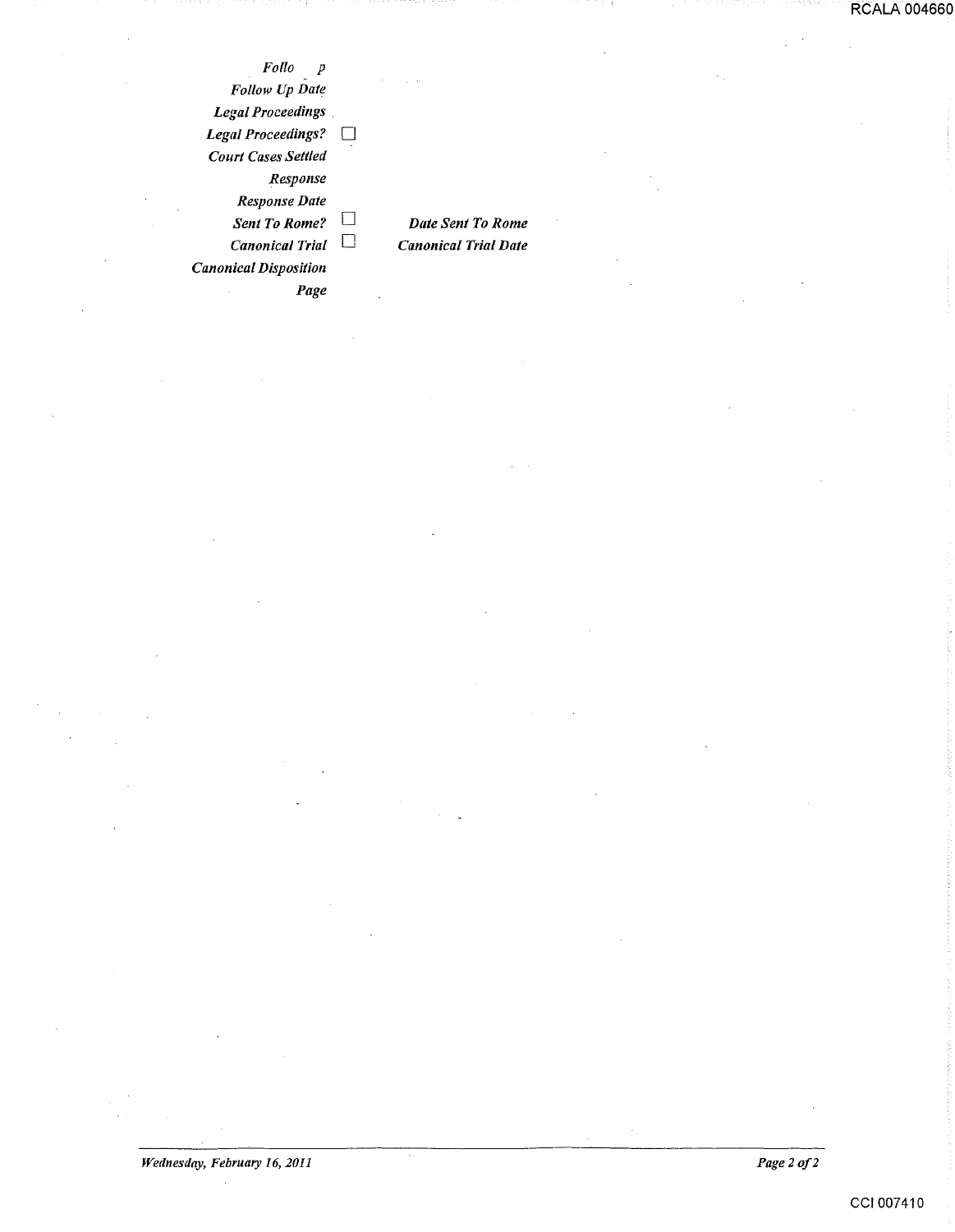*Follo p*

*Follow Up Date*

*Legal Proceedings*

*Legal Proceedings?* ☐

*Court Cases Settled*

*Response*

*Response Date*

*Sent To Rome?* ☐ *Date Sent To Rome*

*Canonical Trial* ☐ *Canonical Trial Date*

*Canonical Disposition*

*Page*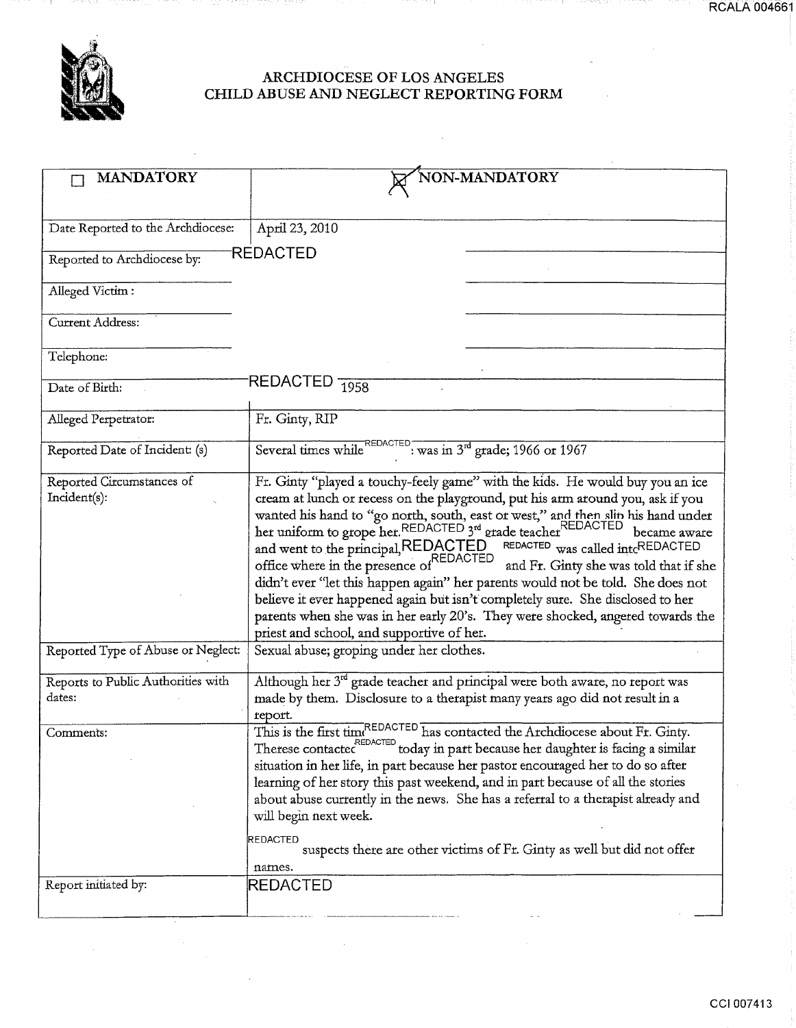# ARCHDIOCESE OF LOS ANGELES
## CHILD ABUSE AND NEGLECT REPORTING FORM

| | |
|---|---|
| ☐ MANDATORY | ☒ NON-MANDATORY |
| Date Reported to the Archdiocese: | April 23, 2010 |
| Reported to Archdiocese by: | REDACTED |
| Alleged Victim : | |
| Current Address: | |
| Telephone: | |
| Date of Birth: | REDACTED 1958 |
| Alleged Perpetrator: | Fr. Ginty, RIP |
| Reported Date of Incident: (s) | Several times while REDACTED was in 3rd grade; 1966 or 1967 |
| Reported Circumstances of Incident(s): | Fr. Ginty "played a touchy-feely game" with the kids. He would buy you an ice cream at lunch or recess on the playground, put his arm around you, ask if you wanted his hand to "go north, south, east or west," and then slip his hand under her uniform to grope her. REDACTED 3rd grade teacher REDACTED became aware and went to the principal, REDACTED REDACTED was called into REDACTED office where in the presence of REDACTED and Fr. Ginty she was told that if she didn't ever "let this happen again" her parents would not be told. She does not believe it ever happened again but isn't completely sure. She disclosed to her parents when she was in her early 20's. They were shocked, angered towards the priest and school, and supportive of her. |
| Reported Type of Abuse or Neglect: | Sexual abuse; groping under her clothes. |
| Reports to Public Authorities with dates: | Although her 3rd grade teacher and principal were both aware, no report was made by them. Disclosure to a therapist many years ago did not result in a report. |
| Comments: | This is the first time REDACTED has contacted the Archdiocese about Fr. Ginty. Therese contacted REDACTED today in part because her daughter is facing a similar situation in her life, in part because her pastor encouraged her to do so after learning of her story this past weekend, and in part because of all the stories about abuse currently in the news. She has a referral to a therapist already and will begin next week.<br><br>REDACTED suspects there are other victims of Fr. Ginty as well but did not offer names. |
| Report initiated by: | REDACTED |